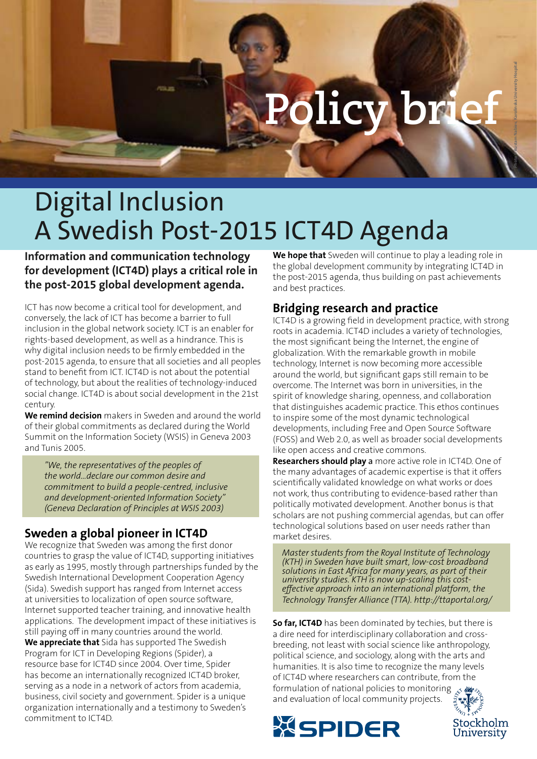Policy brief

# Digital Inclusion
# A Swedish Post-2015 ICT4D Agenda

**Information and communication technology for development (ICT4D) plays a critical role in the post-2015 global development agenda.**

ICT has now become a critical tool for development, and conversely, the lack of ICT has become a barrier to full inclusion in the global network society. ICT is an enabler for rights-based development, as well as a hindrance. This is why digital inclusion needs to be firmly embedded in the post-2015 agenda, to ensure that all societies and all peoples stand to benefit from ICT. ICT4D is not about the potential of technology, but about the realities of technology-induced social change. ICT4D is about social development in the 21st century.

**We remind decision** makers in Sweden and around the world of their global commitments as declared during the World Summit on the Information Society (WSIS) in Geneva 2003 and Tunis 2005.

> *"We, the representatives of the peoples of the world…declare our common desire and commitment to build a people-centred, inclusive and development-oriented Information Society" (Geneva Declaration of Principles at WSIS 2003)*

## Sweden a global pioneer in ICT4D

We recognize that Sweden was among the first donor countries to grasp the value of ICT4D, supporting initiatives as early as 1995, mostly through partnerships funded by the Swedish International Development Cooperation Agency (Sida). Swedish support has ranged from Internet access at universities to localization of open source software, Internet supported teacher training, and innovative health applications. The development impact of these initiatives is still paying off in many countries around the world.

**We appreciate that** Sida has supported The Swedish Program for ICT in Developing Regions (Spider), a resource base for ICT4D since 2004. Over time, Spider has become an internationally recognized ICT4D broker, serving as a node in a network of actors from academia, business, civil society and government. Spider is a unique organization internationally and a testimony to Sweden's commitment to ICT4D.

**We hope that** Sweden will continue to play a leading role in the global development community by integrating ICT4D in the post-2015 agenda, thus building on past achievements and best practices.

## Bridging research and practice

ICT4D is a growing field in development practice, with strong roots in academia. ICT4D includes a variety of technologies, the most significant being the Internet, the engine of globalization. With the remarkable growth in mobile technology, Internet is now becoming more accessible around the world, but significant gaps still remain to be overcome. The Internet was born in universities, in the spirit of knowledge sharing, openness, and collaboration that distinguishes academic practice. This ethos continues to inspire some of the most dynamic technological developments, including Free and Open Source Software (FOSS) and Web 2.0, as well as broader social developments like open access and creative commons.

**Researchers should play a** more active role in ICT4D. One of the many advantages of academic expertise is that it offers scientifically validated knowledge on what works or does not work, thus contributing to evidence-based rather than politically motivated development. Another bonus is that scholars are not pushing commercial agendas, but can offer technological solutions based on user needs rather than market desires.

> *Master students from the Royal Institute of Technology (KTH) in Sweden have built smart, low-cost broadband solutions in East Africa for many years, as part of their university studies. KTH is now up-scaling this cost-effective approach into an international platform, the Technology Transfer Alliance (TTA). http://ttaportal.org/*

**So far, ICT4D** has been dominated by techies, but there is a dire need for interdisciplinary collaboration and cross-breeding, not least with social science like anthropology, political science, and sociology, along with the arts and humanities. It is also time to recognize the many levels of ICT4D where researchers can contribute, from the formulation of national policies to monitoring and evaluation of local community projects.

SPIDER

Stockholm University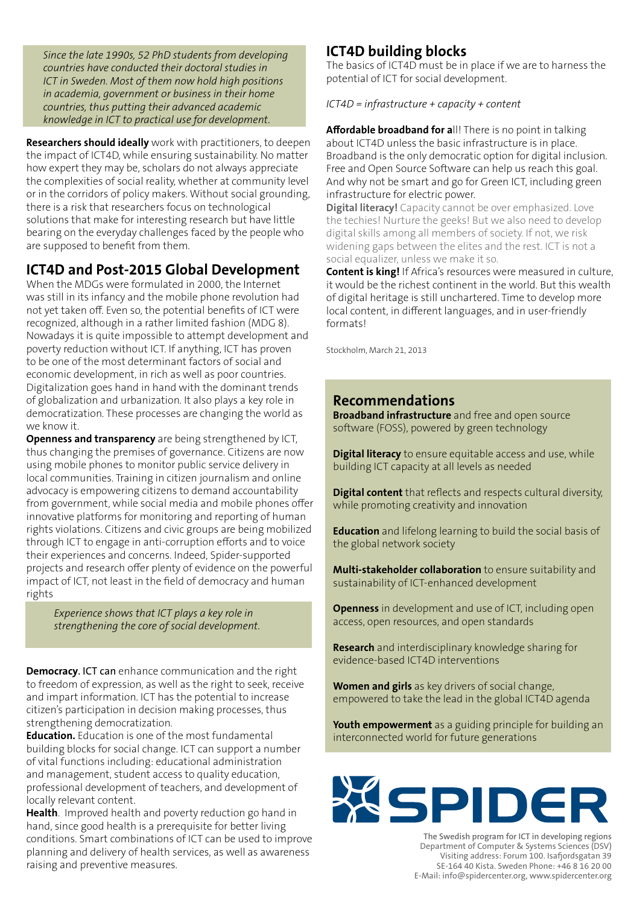*Since the late 1990s, 52 PhD students from developing countries have conducted their doctoral studies in ICT in Sweden. Most of them now hold high positions in academia, government or business in their home countries, thus putting their advanced academic knowledge in ICT to practical use for development.*

**Researchers should ideally** work with practitioners, to deepen the impact of ICT4D, while ensuring sustainability. No matter how expert they may be, scholars do not always appreciate the complexities of social reality, whether at community level or in the corridors of policy makers. Without social grounding, there is a risk that researchers focus on technological solutions that make for interesting research but have little bearing on the everyday challenges faced by the people who are supposed to benefit from them.

## ICT4D and Post-2015 Global Development

When the MDGs were formulated in 2000, the Internet was still in its infancy and the mobile phone revolution had not yet taken off. Even so, the potential benefits of ICT were recognized, although in a rather limited fashion (MDG 8). Nowadays it is quite impossible to attempt development and poverty reduction without ICT. If anything, ICT has proven to be one of the most determinant factors of social and economic development, in rich as well as poor countries. Digitalization goes hand in hand with the dominant trends of globalization and urbanization. It also plays a key role in democratization. These processes are changing the world as we know it.

**Openness and transparency** are being strengthened by ICT, thus changing the premises of governance. Citizens are now using mobile phones to monitor public service delivery in local communities. Training in citizen journalism and online advocacy is empowering citizens to demand accountability from government, while social media and mobile phones offer innovative platforms for monitoring and reporting of human rights violations. Citizens and civic groups are being mobilized through ICT to engage in anti-corruption efforts and to voice their experiences and concerns. Indeed, Spider-supported projects and research offer plenty of evidence on the powerful impact of ICT, not least in the field of democracy and human rights

*Experience shows that ICT plays a key role in strengthening the core of social development.*

**Democracy**. **ICT can** enhance communication and the right to freedom of expression, as well as the right to seek, receive and impart information. ICT has the potential to increase citizen's participation in decision making processes, thus strengthening democratization.

**Education.** Education is one of the most fundamental building blocks for social change. ICT can support a number of vital functions including: educational administration and management, student access to quality education, professional development of teachers, and development of locally relevant content.

**Health**. Improved health and poverty reduction go hand in hand, since good health is a prerequisite for better living conditions. Smart combinations of ICT can be used to improve planning and delivery of health services, as well as awareness raising and preventive measures.

## ICT4D building blocks

The basics of ICT4D must be in place if we are to harness the potential of ICT for social development.

*ICT4D = infrastructure + capacity + content*

**Affordable broadband for a**ll! There is no point in talking about ICT4D unless the basic infrastructure is in place. Broadband is the only democratic option for digital inclusion. Free and Open Source Software can help us reach this goal. And why not be smart and go for Green ICT, including green infrastructure for electric power.

**Digital literacy!** Capacity cannot be over emphasized. Love the techies! Nurture the geeks! But we also need to develop digital skills among all members of society. If not, we risk widening gaps between the elites and the rest. ICT is not a social equalizer, unless we make it so.

**Content is king!** If Africa's resources were measured in culture, it would be the richest continent in the world. But this wealth of digital heritage is still unchartered. Time to develop more local content, in different languages, and in user-friendly formats!

Stockholm, March 21, 2013

## Recommendations

**Broadband infrastructure** and free and open source software (FOSS), powered by green technology

**Digital literacy** to ensure equitable access and use, while building ICT capacity at all levels as needed

**Digital content** that reflects and respects cultural diversity, while promoting creativity and innovation

**Education** and lifelong learning to build the social basis of the global network society

**Multi-stakeholder collaboration** to ensure suitability and sustainability of ICT-enhanced development

**Openness** in development and use of ICT, including open access, open resources, and open standards

**Research** and interdisciplinary knowledge sharing for evidence-based ICT4D interventions

**Women and girls** as key drivers of social change, empowered to take the lead in the global ICT4D agenda

**Youth empowerment** as a guiding principle for building an interconnected world for future generations

SPIDER

**The Swedish program for ICT in developing regions**
Department of Computer & Systems Sciences (DSV)
Visiting address: Forum 100. Isafjordsgatan 39
SE-164 40 Kista. Sweden Phone: +46 8 16 20 00
E-Mail: info@spidercenter.org, www.spidercenter.org